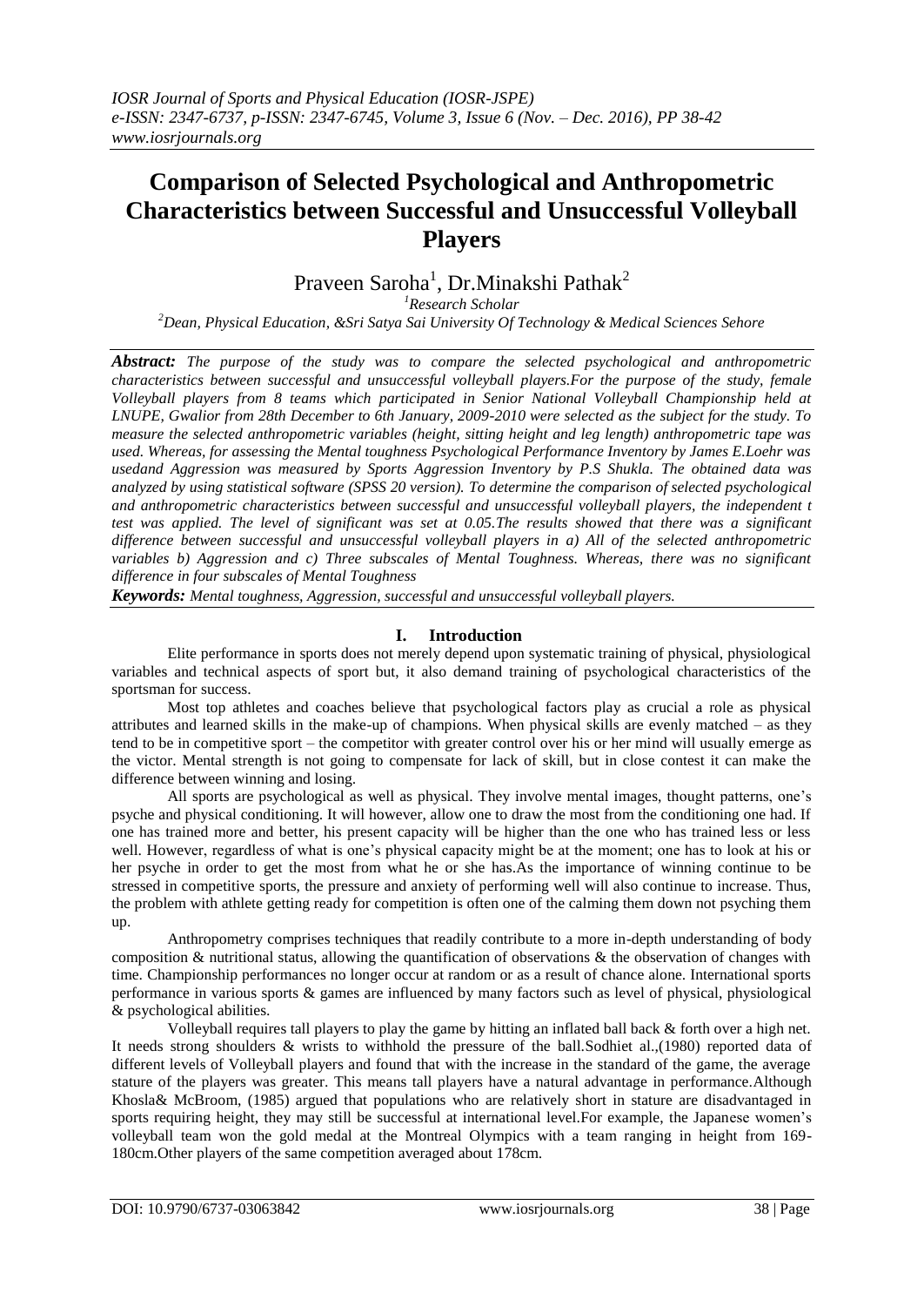# Comparison of Selected Psychological and Anthropometric Characteristics between Successful and Unsuccessful Volleyball Players

Praveen Saroha[1], Dr.Minakshi Pathak[2]

[1]Research Scholar

[2]Dean, Physical Education, &Sri Satya Sai University Of Technology & Medical Sciences Sehore

***Abstract:*** *The purpose of the study was to compare the selected psychological and anthropometric characteristics between successful and unsuccessful volleyball players.For the purpose of the study, female Volleyball players from 8 teams which participated in Senior National Volleyball Championship held at LNUPE, Gwalior from 28th December to 6th January, 2009-2010 were selected as the subject for the study. To measure the selected anthropometric variables (height, sitting height and leg length) anthropometric tape was used. Whereas, for assessing the Mental toughness Psychological Performance Inventory by James E.Loehr was usedand Aggression was measured by Sports Aggression Inventory by P.S Shukla. The obtained data was analyzed by using statistical software (SPSS 20 version). To determine the comparison of selected psychological and anthropometric characteristics between successful and unsuccessful volleyball players, the independent t test was applied. The level of significant was set at 0.05.The results showed that there was a significant difference between successful and unsuccessful volleyball players in a) All of the selected anthropometric variables b) Aggression and c) Three subscales of Mental Toughness. Whereas, there was no significant difference in four subscales of Mental Toughness*

***Keywords:*** *Mental toughness, Aggression, successful and unsuccessful volleyball players.*

## I. Introduction

Elite performance in sports does not merely depend upon systematic training of physical, physiological variables and technical aspects of sport but, it also demand training of psychological characteristics of the sportsman for success.

Most top athletes and coaches believe that psychological factors play as crucial a role as physical attributes and learned skills in the make-up of champions. When physical skills are evenly matched – as they tend to be in competitive sport – the competitor with greater control over his or her mind will usually emerge as the victor. Mental strength is not going to compensate for lack of skill, but in close contest it can make the difference between winning and losing.

All sports are psychological as well as physical. They involve mental images, thought patterns, one's psyche and physical conditioning. It will however, allow one to draw the most from the conditioning one had. If one has trained more and better, his present capacity will be higher than the one who has trained less or less well. However, regardless of what is one's physical capacity might be at the moment; one has to look at his or her psyche in order to get the most from what he or she has.As the importance of winning continue to be stressed in competitive sports, the pressure and anxiety of performing well will also continue to increase. Thus, the problem with athlete getting ready for competition is often one of the calming them down not psyching them up.

Anthropometry comprises techniques that readily contribute to a more in-depth understanding of body composition & nutritional status, allowing the quantification of observations & the observation of changes with time. Championship performances no longer occur at random or as a result of chance alone. International sports performance in various sports & games are influenced by many factors such as level of physical, physiological & psychological abilities.

Volleyball requires tall players to play the game by hitting an inflated ball back & forth over a high net. It needs strong shoulders & wrists to withhold the pressure of the ball.Sodhiet al.,(1980) reported data of different levels of Volleyball players and found that with the increase in the standard of the game, the average stature of the players was greater. This means tall players have a natural advantage in performance.Although Khosla& McBroom, (1985) argued that populations who are relatively short in stature are disadvantaged in sports requiring height, they may still be successful at international level.For example, the Japanese women's volleyball team won the gold medal at the Montreal Olympics with a team ranging in height from 169-180cm.Other players of the same competition averaged about 178cm.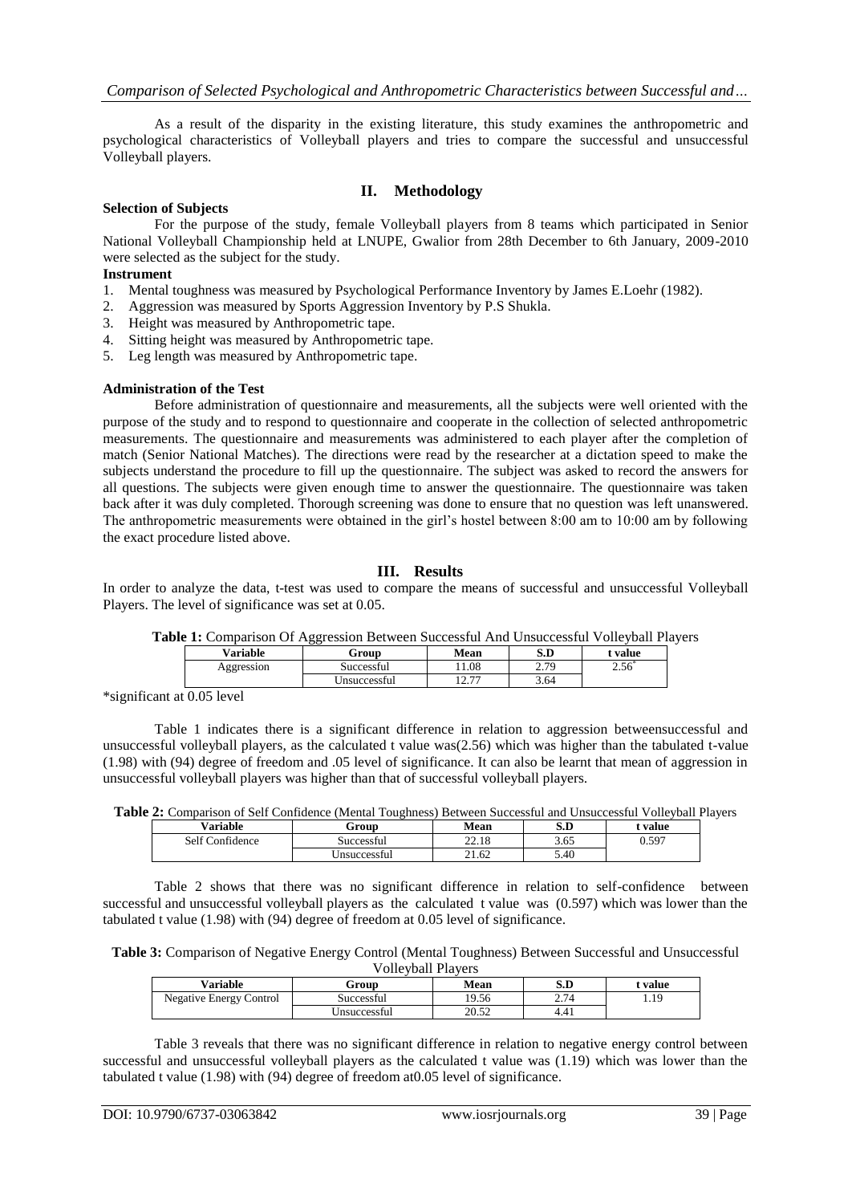As a result of the disparity in the existing literature, this study examines the anthropometric and psychological characteristics of Volleyball players and tries to compare the successful and unsuccessful Volleyball players.

## II. Methodology

**Selection of Subjects**

For the purpose of the study, female Volleyball players from 8 teams which participated in Senior National Volleyball Championship held at LNUPE, Gwalior from 28th December to 6th January, 2009-2010 were selected as the subject for the study.

**Instrument**

1. Mental toughness was measured by Psychological Performance Inventory by James E.Loehr (1982).
2. Aggression was measured by Sports Aggression Inventory by P.S Shukla.
3. Height was measured by Anthropometric tape.
4. Sitting height was measured by Anthropometric tape.
5. Leg length was measured by Anthropometric tape.

**Administration of the Test**

Before administration of questionnaire and measurements, all the subjects were well oriented with the purpose of the study and to respond to questionnaire and cooperate in the collection of selected anthropometric measurements. The questionnaire and measurements was administered to each player after the completion of match (Senior National Matches). The directions were read by the researcher at a dictation speed to make the subjects understand the procedure to fill up the questionnaire. The subject was asked to record the answers for all questions. The subjects were given enough time to answer the questionnaire. The questionnaire was taken back after it was duly completed. Thorough screening was done to ensure that no question was left unanswered. The anthropometric measurements were obtained in the girl's hostel between 8:00 am to 10:00 am by following the exact procedure listed above.

## III. Results

In order to analyze the data, t-test was used to compare the means of successful and unsuccessful Volleyball Players. The level of significance was set at 0.05.

**Table 1:** Comparison Of Aggression Between Successful And Unsuccessful Volleyball Players

| Variable | Group | Mean | S.D | t value |
|---|---|---|---|---|
| Aggression | Successful | 11.08 | 2.79 | 2.56* |
| | Unsuccessful | 12.77 | 3.64 | |

*significant at 0.05 level

Table 1 indicates there is a significant difference in relation to aggression betweensuccessful and unsuccessful volleyball players, as the calculated t value was(2.56) which was higher than the tabulated t-value (1.98) with (94) degree of freedom and .05 level of significance. It can also be learnt that mean of aggression in unsuccessful volleyball players was higher than that of successful volleyball players.

**Table 2:** Comparison of Self Confidence (Mental Toughness) Between Successful and Unsuccessful Volleyball Players

| Variable | Group | Mean | S.D | t value |
|---|---|---|---|---|
| Self Confidence | Successful | 22.18 | 3.65 | 0.597 |
| | Unsuccessful | 21.62 | 5.40 | |

Table 2 shows that there was no significant difference in relation to self-confidence between successful and unsuccessful volleyball players as the calculated t value was (0.597) which was lower than the tabulated t value (1.98) with (94) degree of freedom at 0.05 level of significance.

**Table 3:** Comparison of Negative Energy Control (Mental Toughness) Between Successful and Unsuccessful Volleyball Players

| Variable | Group | Mean | S.D | t value |
|---|---|---|---|---|
| Negative Energy Control | Successful | 19.56 | 2.74 | 1.19 |
| | Unsuccessful | 20.52 | 4.41 | |

Table 3 reveals that there was no significant difference in relation to negative energy control between successful and unsuccessful volleyball players as the calculated t value was (1.19) which was lower than the tabulated t value (1.98) with (94) degree of freedom at0.05 level of significance.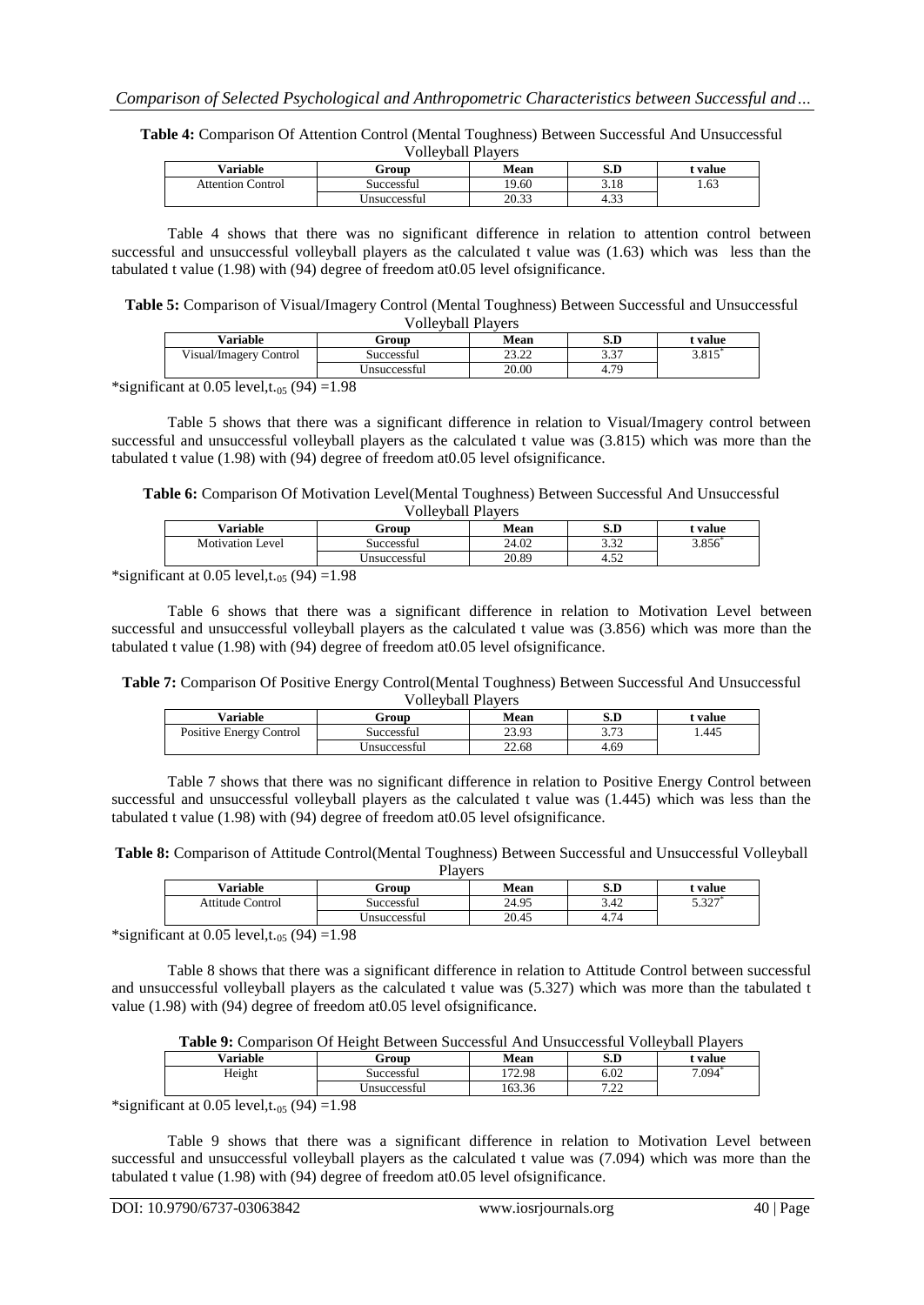**Table 4:** Comparison Of Attention Control (Mental Toughness) Between Successful And Unsuccessful Volleyball Players

| Variable | Group | Mean | S.D | t value |
|---|---|---|---|---|
| Attention Control | Successful | 19.60 | 3.18 | 1.63 |
| | Unsuccessful | 20.33 | 4.33 | |

Table 4 shows that there was no significant difference in relation to attention control between successful and unsuccessful volleyball players as the calculated t value was (1.63) which was less than the tabulated t value (1.98) with (94) degree of freedom at0.05 level ofsignificance.

**Table 5:** Comparison of Visual/Imagery Control (Mental Toughness) Between Successful and Unsuccessful Volleyball Players

| Variable | Group | Mean | S.D | t value |
|---|---|---|---|---|
| Visual/Imagery Control | Successful | 23.22 | 3.37 | 3.815* |
| | Unsuccessful | 20.00 | 4.79 | |

*significant at 0.05 level, $t_{.05}$ (94) =1.98

Table 5 shows that there was a significant difference in relation to Visual/Imagery control between successful and unsuccessful volleyball players as the calculated t value was (3.815) which was more than the tabulated t value (1.98) with (94) degree of freedom at0.05 level ofsignificance.

**Table 6:** Comparison Of Motivation Level(Mental Toughness) Between Successful And Unsuccessful Volleyball Players

| Variable | Group | Mean | S.D | t value |
|---|---|---|---|---|
| Motivation Level | Successful | 24.02 | 3.32 | 3.856* |
| | Unsuccessful | 20.89 | 4.52 | |

*significant at 0.05 level, $t_{.05}$ (94) =1.98

Table 6 shows that there was a significant difference in relation to Motivation Level between successful and unsuccessful volleyball players as the calculated t value was (3.856) which was more than the tabulated t value (1.98) with (94) degree of freedom at0.05 level ofsignificance.

**Table 7:** Comparison Of Positive Energy Control(Mental Toughness) Between Successful And Unsuccessful Volleyball Players

| Variable | Group | Mean | S.D | t value |
|---|---|---|---|---|
| Positive Energy Control | Successful | 23.93 | 3.73 | 1.445 |
| | Unsuccessful | 22.68 | 4.69 | |

Table 7 shows that there was no significant difference in relation to Positive Energy Control between successful and unsuccessful volleyball players as the calculated t value was (1.445) which was less than the tabulated t value (1.98) with (94) degree of freedom at0.05 level ofsignificance.

**Table 8:** Comparison of Attitude Control(Mental Toughness) Between Successful and Unsuccessful Volleyball Players

| Variable | Group | Mean | S.D | t value |
|---|---|---|---|---|
| Attitude Control | Successful | 24.95 | 3.42 | 5.327* |
| | Unsuccessful | 20.45 | 4.74 | |

*significant at 0.05 level, $t_{.05}$ (94) =1.98

Table 8 shows that there was a significant difference in relation to Attitude Control between successful and unsuccessful volleyball players as the calculated t value was (5.327) which was more than the tabulated t value (1.98) with (94) degree of freedom at0.05 level ofsignificance.

**Table 9:** Comparison Of Height Between Successful And Unsuccessful Volleyball Players

| Variable | Group | Mean | S.D | t value |
|---|---|---|---|---|
| Height | Successful | 172.98 | 6.02 | 7.094* |
| | Unsuccessful | 163.36 | 7.22 | |

*significant at 0.05 level, $t_{.05}$ (94) =1.98

Table 9 shows that there was a significant difference in relation to Motivation Level between successful and unsuccessful volleyball players as the calculated t value was (7.094) which was more than the tabulated t value (1.98) with (94) degree of freedom at0.05 level ofsignificance.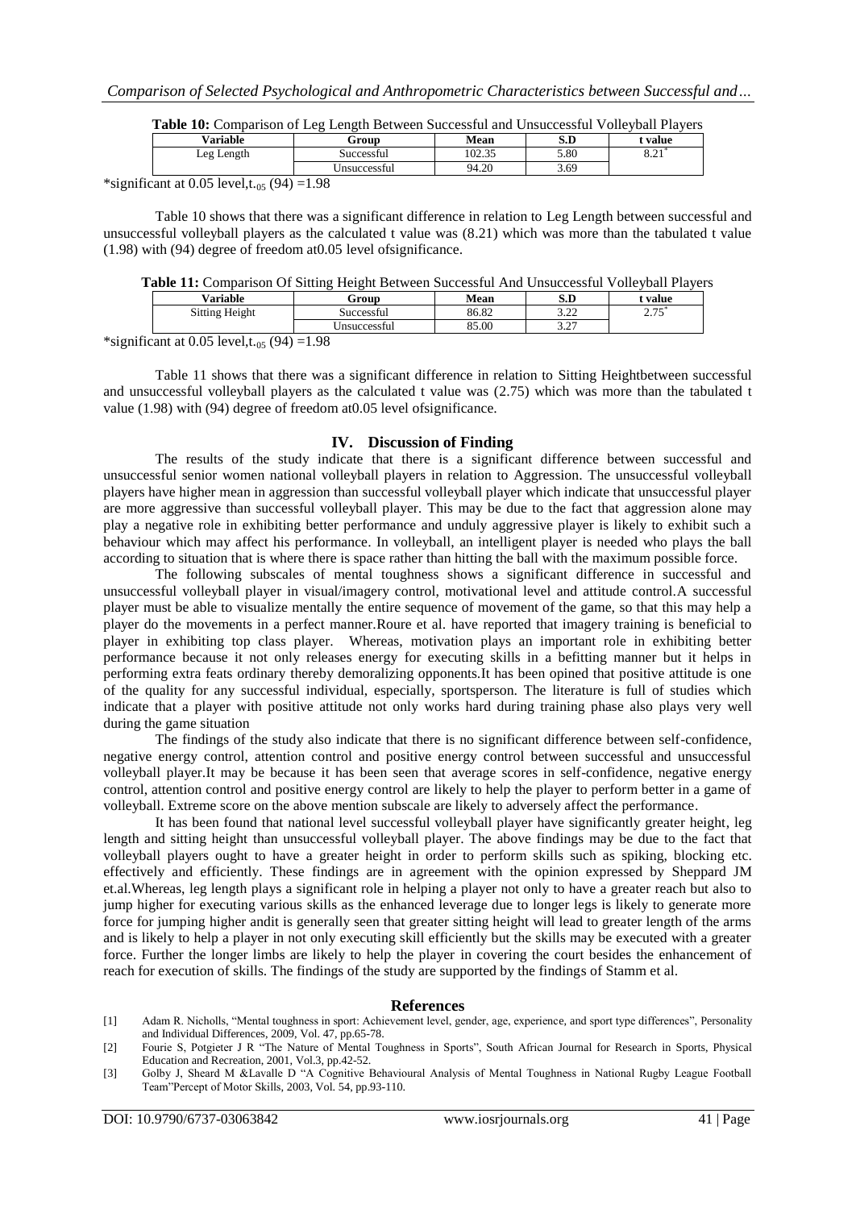**Table 10:** Comparison of Leg Length Between Successful and Unsuccessful Volleyball Players

| Variable | Group | Mean | S.D | t value |
|---|---|---|---|---|
| Leg Length | Successful | 102.35 | 5.80 | 8.21* |
| | Unsuccessful | 94.20 | 3.69 | |

*significant at 0.05 level, $t_{.05}$ (94) =1.98

Table 10 shows that there was a significant difference in relation to Leg Length between successful and unsuccessful volleyball players as the calculated t value was (8.21) which was more than the tabulated t value (1.98) with (94) degree of freedom at0.05 level ofsignificance.

**Table 11:** Comparison Of Sitting Height Between Successful And Unsuccessful Volleyball Players

| Variable | Group | Mean | S.D | t value |
|---|---|---|---|---|
| Sitting Height | Successful | 86.82 | 3.22 | 2.75* |
| | Unsuccessful | 85.00 | 3.27 | |

*significant at 0.05 level, $t_{.05}$ (94) =1.98

Table 11 shows that there was a significant difference in relation to Sitting Heightbetween successful and unsuccessful volleyball players as the calculated t value was (2.75) which was more than the tabulated t value (1.98) with (94) degree of freedom at0.05 level ofsignificance.

## IV. Discussion of Finding

The results of the study indicate that there is a significant difference between successful and unsuccessful senior women national volleyball players in relation to Aggression. The unsuccessful volleyball players have higher mean in aggression than successful volleyball player which indicate that unsuccessful player are more aggressive than successful volleyball player. This may be due to the fact that aggression alone may play a negative role in exhibiting better performance and unduly aggressive player is likely to exhibit such a behaviour which may affect his performance. In volleyball, an intelligent player is needed who plays the ball according to situation that is where there is space rather than hitting the ball with the maximum possible force.

The following subscales of mental toughness shows a significant difference in successful and unsuccessful volleyball player in visual/imagery control, motivational level and attitude control.A successful player must be able to visualize mentally the entire sequence of movement of the game, so that this may help a player do the movements in a perfect manner.Roure et al. have reported that imagery training is beneficial to player in exhibiting top class player. Whereas, motivation plays an important role in exhibiting better performance because it not only releases energy for executing skills in a befitting manner but it helps in performing extra feats ordinary thereby demoralizing opponents.It has been opined that positive attitude is one of the quality for any successful individual, especially, sportsperson. The literature is full of studies which indicate that a player with positive attitude not only works hard during training phase also plays very well during the game situation

The findings of the study also indicate that there is no significant difference between self-confidence, negative energy control, attention control and positive energy control between successful and unsuccessful volleyball player.It may be because it has been seen that average scores in self-confidence, negative energy control, attention control and positive energy control are likely to help the player to perform better in a game of volleyball. Extreme score on the above mention subscale are likely to adversely affect the performance.

It has been found that national level successful volleyball player have significantly greater height, leg length and sitting height than unsuccessful volleyball player. The above findings may be due to the fact that volleyball players ought to have a greater height in order to perform skills such as spiking, blocking etc. effectively and efficiently. These findings are in agreement with the opinion expressed by Sheppard JM et.al.Whereas, leg length plays a significant role in helping a player not only to have a greater reach but also to jump higher for executing various skills as the enhanced leverage due to longer legs is likely to generate more force for jumping higher andit is generally seen that greater sitting height will lead to greater length of the arms and is likely to help a player in not only executing skill efficiently but the skills may be executed with a greater force. Further the longer limbs are likely to help the player in covering the court besides the enhancement of reach for execution of skills. The findings of the study are supported by the findings of Stamm et al.

## References

[1] Adam R. Nicholls, "Mental toughness in sport: Achievement level, gender, age, experience, and sport type differences", Personality and Individual Differences, 2009, Vol. 47, pp.65-78.

[2] Fourie S, Potgieter J R "The Nature of Mental Toughness in Sports", South African Journal for Research in Sports, Physical Education and Recreation, 2001, Vol.3, pp.42-52.

[3] Golby J, Sheard M &Lavalle D "A Cognitive Behavioural Analysis of Mental Toughness in National Rugby League Football Team"Percept of Motor Skills, 2003, Vol. 54, pp.93-110.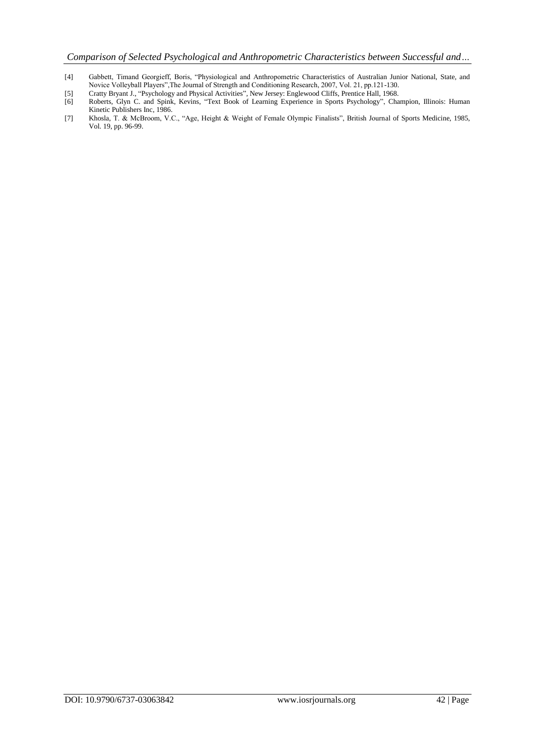[4] Gabbett, Timand Georgieff, Boris, "Physiological and Anthropometric Characteristics of Australian Junior National, State, and Novice Volleyball Players",The Journal of Strength and Conditioning Research, 2007, Vol. 21, pp.121-130.

[5] Cratty Bryant J., "Psychology and Physical Activities", New Jersey: Englewood Cliffs, Prentice Hall, 1968.

[6] Roberts, Glyn C. and Spink, Kevins, "Text Book of Learning Experience in Sports Psychology", Champion, Illinois: Human Kinetic Publishers Inc, 1986.

[7] Khosla, T. & McBroom, V.C., "Age, Height & Weight of Female Olympic Finalists", British Journal of Sports Medicine, 1985, Vol. 19, pp. 96-99.